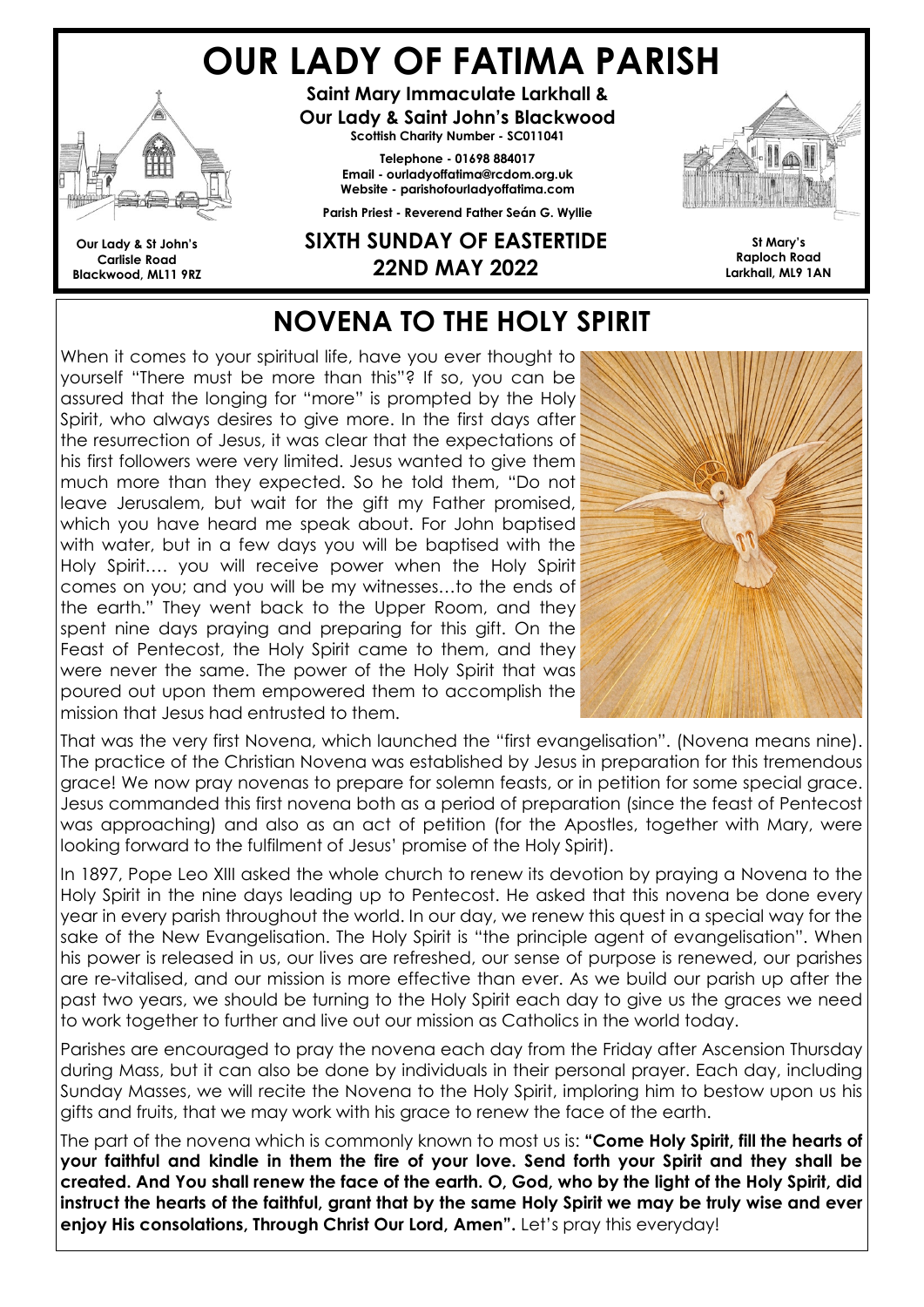# OUR LADY OF FATIMA PARISH

**Saint Mary Immaculate Larkhall & Our Lady & Saint John's Blackwood**

**Scottish Charity Number - SC011041**

**Telephone - 01698 884017**
**Email - ourladyoffatima@rcdom.org.uk**
**Website - parishofourladyoffatima.com**

**Parish Priest - Reverend Father Seán G. Wyllie**

**Our Lady & St John's**
**Carlisle Road**
**Blackwood, ML11 9RZ**

**St Mary's**
**Raploch Road**
**Larkhall, ML9 1AN**

## SIXTH SUNDAY OF EASTERTIDE
## 22ND MAY 2022

## NOVENA TO THE HOLY SPIRIT

When it comes to your spiritual life, have you ever thought to yourself "There must be more than this"? If so, you can be assured that the longing for "more" is prompted by the Holy Spirit, who always desires to give more. In the first days after the resurrection of Jesus, it was clear that the expectations of his first followers were very limited. Jesus wanted to give them much more than they expected. So he told them, "Do not leave Jerusalem, but wait for the gift my Father promised, which you have heard me speak about. For John baptised with water, but in a few days you will be baptised with the Holy Spirit…. you will receive power when the Holy Spirit comes on you; and you will be my witnesses…to the ends of the earth." They went back to the Upper Room, and they spent nine days praying and preparing for this gift. On the Feast of Pentecost, the Holy Spirit came to them, and they were never the same. The power of the Holy Spirit that was poured out upon them empowered them to accomplish the mission that Jesus had entrusted to them.

That was the very first Novena, which launched the "first evangelisation". (Novena means nine). The practice of the Christian Novena was established by Jesus in preparation for this tremendous grace! We now pray novenas to prepare for solemn feasts, or in petition for some special grace. Jesus commanded this first novena both as a period of preparation (since the feast of Pentecost was approaching) and also as an act of petition (for the Apostles, together with Mary, were looking forward to the fulfilment of Jesus' promise of the Holy Spirit).

In 1897, Pope Leo XIII asked the whole church to renew its devotion by praying a Novena to the Holy Spirit in the nine days leading up to Pentecost. He asked that this novena be done every year in every parish throughout the world. In our day, we renew this quest in a special way for the sake of the New Evangelisation. The Holy Spirit is "the principle agent of evangelisation". When his power is released in us, our lives are refreshed, our sense of purpose is renewed, our parishes are re-vitalised, and our mission is more effective than ever. As we build our parish up after the past two years, we should be turning to the Holy Spirit each day to give us the graces we need to work together to further and live out our mission as Catholics in the world today.

Parishes are encouraged to pray the novena each day from the Friday after Ascension Thursday during Mass, but it can also be done by individuals in their personal prayer. Each day, including Sunday Masses, we will recite the Novena to the Holy Spirit, imploring him to bestow upon us his gifts and fruits, that we may work with his grace to renew the face of the earth.

The part of the novena which is commonly known to most us is: **"Come Holy Spirit, fill the hearts of your faithful and kindle in them the fire of your love. Send forth your Spirit and they shall be created. And You shall renew the face of the earth. O, God, who by the light of the Holy Spirit, did instruct the hearts of the faithful, grant that by the same Holy Spirit we may be truly wise and ever enjoy His consolations, Through Christ Our Lord, Amen".** Let's pray this everyday!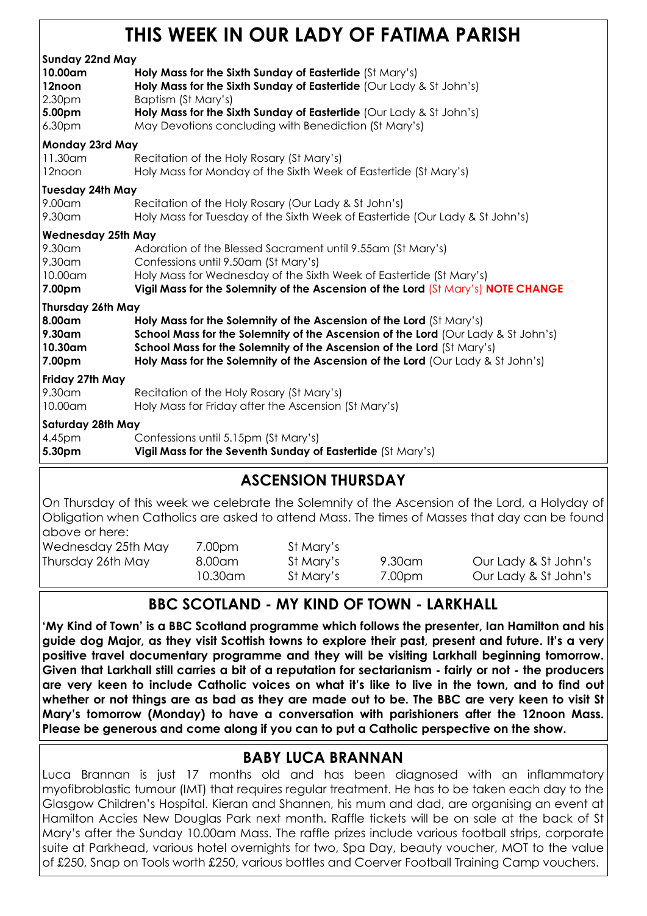# THIS WEEK IN OUR LADY OF FATIMA PARISH

**Sunday 22nd May**

| | |
|---|---|
| **10.00am** | **Holy Mass for the Sixth Sunday of Eastertide** (St Mary's) |
| **12noon** | **Holy Mass for the Sixth Sunday of Eastertide** (Our Lady & St John's) |
| 2.30pm | Baptism (St Mary's) |
| **5.00pm** | **Holy Mass for the Sixth Sunday of Eastertide** (Our Lady & St John's) |
| 6.30pm | May Devotions concluding with Benediction (St Mary's) |

**Monday 23rd May**

| | |
|---|---|
| 11.30am | Recitation of the Holy Rosary (St Mary's) |
| 12noon | Holy Mass for Monday of the Sixth Week of Eastertide (St Mary's) |

**Tuesday 24th May**

| | |
|---|---|
| 9.00am | Recitation of the Holy Rosary (Our Lady & St John's) |
| 9.30am | Holy Mass for Tuesday of the Sixth Week of Eastertide (Our Lady & St John's) |

**Wednesday 25th May**

| | |
|---|---|
| 9.30am | Adoration of the Blessed Sacrament until 9.55am (St Mary's) |
| 9.30am | Confessions until 9.50am (St Mary's) |
| 10.00am | Holy Mass for Wednesday of the Sixth Week of Eastertide (St Mary's) |
| **7.00pm** | **Vigil Mass for the Solemnity of the Ascension of the Lord** (St Mary's) **NOTE CHANGE** |

**Thursday 26th May**

| | |
|---|---|
| **8.00am** | **Holy Mass for the Solemnity of the Ascension of the Lord** (St Mary's) |
| **9.30am** | **School Mass for the Solemnity of the Ascension of the Lord** (Our Lady & St John's) |
| **10.30am** | **School Mass for the Solemnity of the Ascension of the Lord** (St Mary's) |
| **7.00pm** | **Holy Mass for the Solemnity of the Ascension of the Lord** (Our Lady & St John's) |

**Friday 27th May**

| | |
|---|---|
| 9.30am | Recitation of the Holy Rosary (St Mary's) |
| 10.00am | Holy Mass for Friday after the Ascension (St Mary's) |

**Saturday 28th May**

| | |
|---|---|
| 4.45pm | Confessions until 5.15pm (St Mary's) |
| **5.30pm** | **Vigil Mass for the Seventh Sunday of Eastertide** (St Mary's) |

## ASCENSION THURSDAY

On Thursday of this week we celebrate the Solemnity of the Ascension of the Lord, a Holyday of Obligation when Catholics are asked to attend Mass. The times of Masses that day can be found above or here:

| | | | | |
|---|---|---|---|---|
| Wednesday 25th May | 7.00pm | St Mary's | | |
| Thursday 26th May | 8.00am | St Mary's | 9.30am | Our Lady & St John's |
| | 10.30am | St Mary's | 7.00pm | Our Lady & St John's |

## BBC SCOTLAND - MY KIND OF TOWN - LARKHALL

**'My Kind of Town' is a BBC Scotland programme which follows the presenter, Ian Hamilton and his guide dog Major, as they visit Scottish towns to explore their past, present and future. It's a very positive travel documentary programme and they will be visiting Larkhall beginning tomorrow. Given that Larkhall still carries a bit of a reputation for sectarianism - fairly or not - the producers are very keen to include Catholic voices on what it's like to live in the town, and to find out whether or not things are as bad as they are made out to be. The BBC are very keen to visit St Mary's tomorrow (Monday) to have a conversation with parishioners after the 12noon Mass. Please be generous and come along if you can to put a Catholic perspective on the show.**

## BABY LUCA BRANNAN

Luca Brannan is just 17 months old and has been diagnosed with an inflammatory myofibroblastic tumour (IMT) that requires regular treatment. He has to be taken each day to the Glasgow Children's Hospital. Kieran and Shannen, his mum and dad, are organising an event at Hamilton Accies New Douglas Park next month. Raffle tickets will be on sale at the back of St Mary's after the Sunday 10.00am Mass. The raffle prizes include various football strips, corporate suite at Parkhead, various hotel overnights for two, Spa Day, beauty voucher, MOT to the value of £250, Snap on Tools worth £250, various bottles and Coerver Football Training Camp vouchers.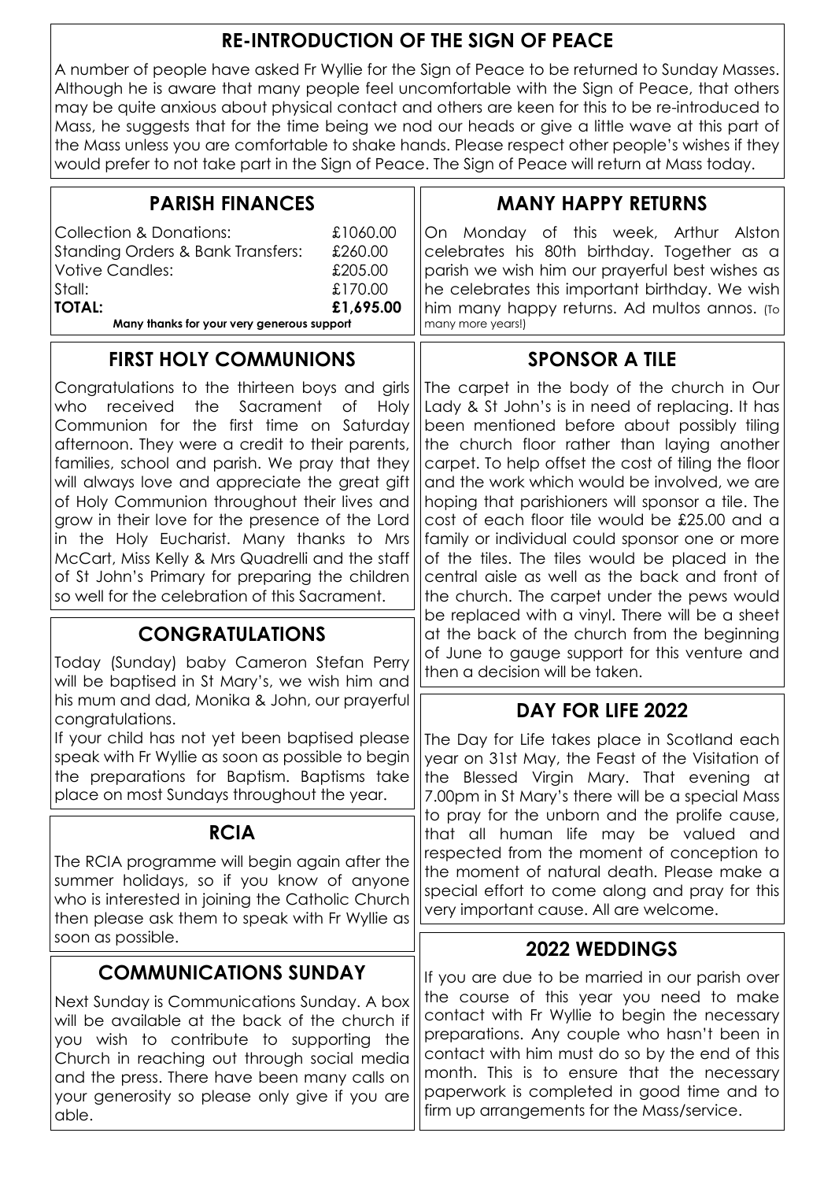## RE-INTRODUCTION OF THE SIGN OF PEACE

A number of people have asked Fr Wyllie for the Sign of Peace to be returned to Sunday Masses. Although he is aware that many people feel uncomfortable with the Sign of Peace, that others may be quite anxious about physical contact and others are keen for this to be re-introduced to Mass, he suggests that for the time being we nod our heads or give a little wave at this part of the Mass unless you are comfortable to shake hands. Please respect other people's wishes if they would prefer to not take part in the Sign of Peace. The Sign of Peace will return at Mass today.

## PARISH FINANCES

| | |
|---|---|
| Collection & Donations: | £1060.00 |
| Standing Orders & Bank Transfers: | £260.00 |
| Votive Candles: | £205.00 |
| Stall: | £170.00 |
| **TOTAL:** | **£1,695.00** |

**Many thanks for your very generous support**

## FIRST HOLY COMMUNIONS

Congratulations to the thirteen boys and girls who received the Sacrament of Holy Communion for the first time on Saturday afternoon. They were a credit to their parents, families, school and parish. We pray that they will always love and appreciate the great gift of Holy Communion throughout their lives and grow in their love for the presence of the Lord in the Holy Eucharist. Many thanks to Mrs McCart, Miss Kelly & Mrs Quadrelli and the staff of St John's Primary for preparing the children so well for the celebration of this Sacrament.

## CONGRATULATIONS

Today (Sunday) baby Cameron Stefan Perry will be baptised in St Mary's, we wish him and his mum and dad, Monika & John, our prayerful congratulations.

If your child has not yet been baptised please speak with Fr Wyllie as soon as possible to begin the preparations for Baptism. Baptisms take place on most Sundays throughout the year.

## RCIA

The RCIA programme will begin again after the summer holidays, so if you know of anyone who is interested in joining the Catholic Church then please ask them to speak with Fr Wyllie as soon as possible.

## COMMUNICATIONS SUNDAY

Next Sunday is Communications Sunday. A box will be available at the back of the church if you wish to contribute to supporting the Church in reaching out through social media and the press. There have been many calls on your generosity so please only give if you are able.

## MANY HAPPY RETURNS

On Monday of this week, Arthur Alston celebrates his 80th birthday. Together as a parish we wish him our prayerful best wishes as he celebrates this important birthday. We wish him many happy returns. Ad multos annos. (To many more years!)

## SPONSOR A TILE

The carpet in the body of the church in Our Lady & St John's is in need of replacing. It has been mentioned before about possibly tiling the church floor rather than laying another carpet. To help offset the cost of tiling the floor and the work which would be involved, we are hoping that parishioners will sponsor a tile. The cost of each floor tile would be £25.00 and a family or individual could sponsor one or more of the tiles. The tiles would be placed in the central aisle as well as the back and front of the church. The carpet under the pews would be replaced with a vinyl. There will be a sheet at the back of the church from the beginning of June to gauge support for this venture and then a decision will be taken.

## DAY FOR LIFE 2022

The Day for Life takes place in Scotland each year on 31st May, the Feast of the Visitation of the Blessed Virgin Mary. That evening at 7.00pm in St Mary's there will be a special Mass to pray for the unborn and the prolife cause, that all human life may be valued and respected from the moment of conception to the moment of natural death. Please make a special effort to come along and pray for this very important cause. All are welcome.

## 2022 WEDDINGS

If you are due to be married in our parish over the course of this year you need to make contact with Fr Wyllie to begin the necessary preparations. Any couple who hasn't been in contact with him must do so by the end of this month. This is to ensure that the necessary paperwork is completed in good time and to firm up arrangements for the Mass/service.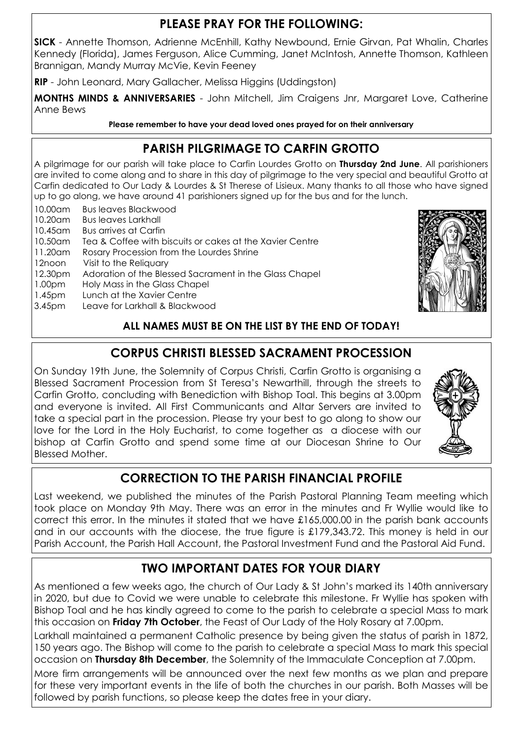## PLEASE PRAY FOR THE FOLLOWING:

**SICK** - Annette Thomson, Adrienne McEnhill, Kathy Newbound, Ernie Girvan, Pat Whalin, Charles Kennedy (Florida), James Ferguson, Alice Cumming, Janet McIntosh, Annette Thomson, Kathleen Brannigan, Mandy Murray McVie, Kevin Feeney

**RIP** - John Leonard, Mary Gallacher, Melissa Higgins (Uddingston)

**MONTHS MINDS & ANNIVERSARIES** - John Mitchell, Jim Craigens Jnr, Margaret Love, Catherine Anne Bews

**Please remember to have your dead loved ones prayed for on their anniversary**

## PARISH PILGRIMAGE TO CARFIN GROTTO

A pilgrimage for our parish will take place to Carfin Lourdes Grotto on **Thursday 2nd June**. All parishioners are invited to come along and to share in this day of pilgrimage to the very special and beautiful Grotto at Carfin dedicated to Our Lady & Lourdes & St Therese of Lisieux. Many thanks to all those who have signed up to go along, we have around 41 parishioners signed up for the bus and for the lunch.

| | |
|---|---|
| 10.00am | Bus leaves Blackwood |
| 10.20am | Bus leaves Larkhall |
| 10.45am | Bus arrives at Carfin |
| 10.50am | Tea & Coffee with biscuits or cakes at the Xavier Centre |
| 11.20am | Rosary Procession from the Lourdes Shrine |
| 12noon | Visit to the Reliquary |
| 12.30pm | Adoration of the Blessed Sacrament in the Glass Chapel |
| 1.00pm | Holy Mass in the Glass Chapel |
| 1.45pm | Lunch at the Xavier Centre |
| 3.45pm | Leave for Larkhall & Blackwood |

**ALL NAMES MUST BE ON THE LIST BY THE END OF TODAY!**

## CORPUS CHRISTI BLESSED SACRAMENT PROCESSION

On Sunday 19th June, the Solemnity of Corpus Christi, Carfin Grotto is organising a Blessed Sacrament Procession from St Teresa's Newarthill, through the streets to Carfin Grotto, concluding with Benediction with Bishop Toal. This begins at 3.00pm and everyone is invited. All First Communicants and Altar Servers are invited to take a special part in the procession. Please try your best to go along to show our love for the Lord in the Holy Eucharist, to come together as a diocese with our bishop at Carfin Grotto and spend some time at our Diocesan Shrine to Our Blessed Mother.

## CORRECTION TO THE PARISH FINANCIAL PROFILE

Last weekend, we published the minutes of the Parish Pastoral Planning Team meeting which took place on Monday 9th May. There was an error in the minutes and Fr Wyllie would like to correct this error. In the minutes it stated that we have £165,000.00 in the parish bank accounts and in our accounts with the diocese, the true figure is £179,343.72. This money is held in our Parish Account, the Parish Hall Account, the Pastoral Investment Fund and the Pastoral Aid Fund.

## TWO IMPORTANT DATES FOR YOUR DIARY

As mentioned a few weeks ago, the church of Our Lady & St John's marked its 140th anniversary in 2020, but due to Covid we were unable to celebrate this milestone. Fr Wyllie has spoken with Bishop Toal and he has kindly agreed to come to the parish to celebrate a special Mass to mark this occasion on **Friday 7th October**, the Feast of Our Lady of the Holy Rosary at 7.00pm.

Larkhall maintained a permanent Catholic presence by being given the status of parish in 1872, 150 years ago. The Bishop will come to the parish to celebrate a special Mass to mark this special occasion on **Thursday 8th December**, the Solemnity of the Immaculate Conception at 7.00pm.

More firm arrangements will be announced over the next few months as we plan and prepare for these very important events in the life of both the churches in our parish. Both Masses will be followed by parish functions, so please keep the dates free in your diary.